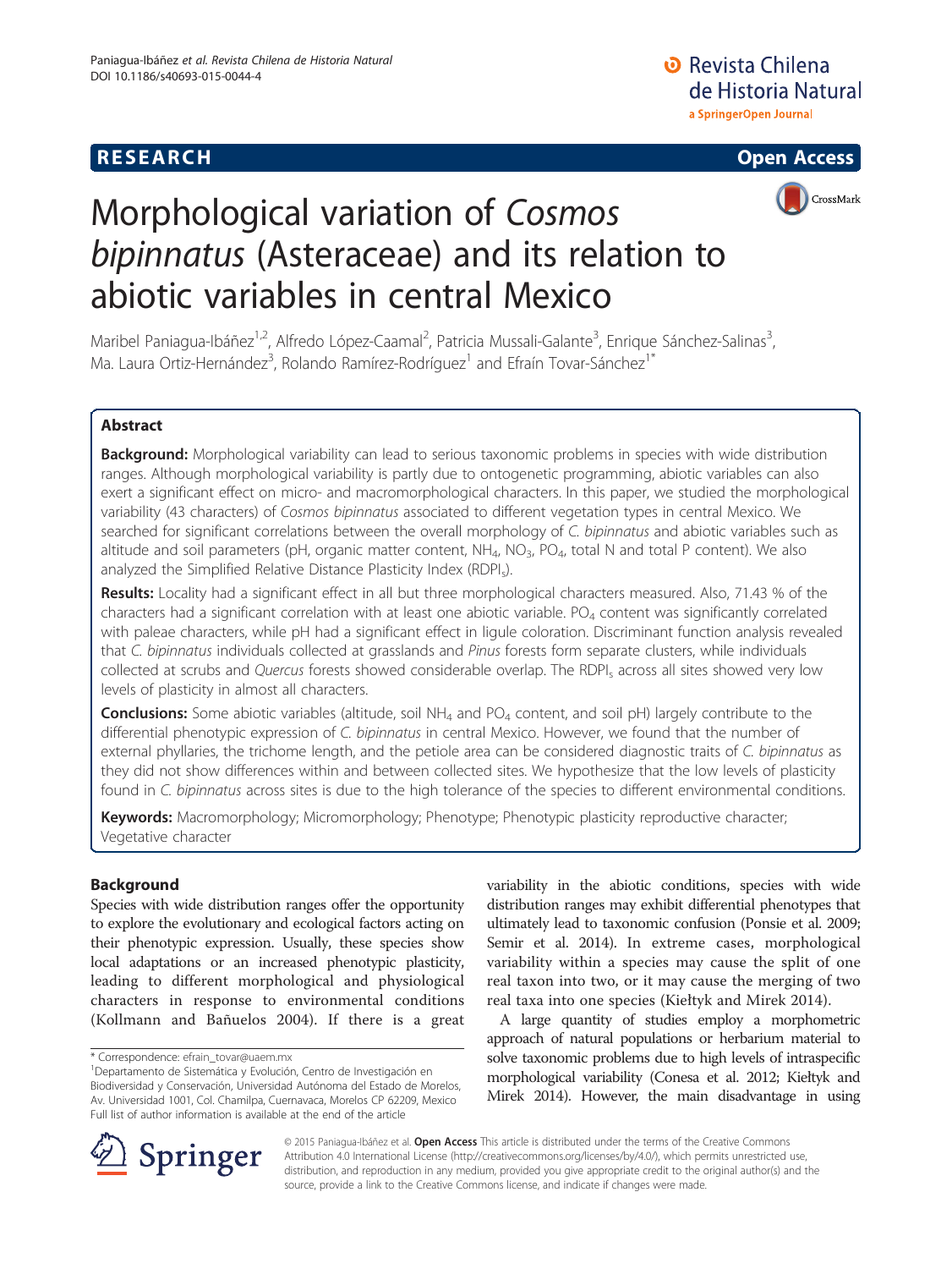**RESEARCH** **Open Access**

# Morphological variation of *Cosmos bipinnatus* (Asteraceae) and its relation to abiotic variables in central Mexico

Maribel Paniagua-Ibáñez[1,2], Alfredo López-Caamal[2], Patricia Mussali-Galante[3], Enrique Sánchez-Salinas[3], Ma. Laura Ortiz-Hernández[3], Rolando Ramírez-Rodríguez[1] and Efraín Tovar-Sánchez[1*]

## Abstract

**Background:** Morphological variability can lead to serious taxonomic problems in species with wide distribution ranges. Although morphological variability is partly due to ontogenetic programming, abiotic variables can also exert a significant effect on micro- and macromorphological characters. In this paper, we studied the morphological variability (43 characters) of *Cosmos bipinnatus* associated to different vegetation types in central Mexico. We searched for significant correlations between the overall morphology of *C. bipinnatus* and abiotic variables such as altitude and soil parameters (pH, organic matter content, $NH_4$, $NO_3$, $PO_4$, total N and total P content). We also analyzed the Simplified Relative Distance Plasticity Index ($RDPI_s$).

**Results:** Locality had a significant effect in all but three morphological characters measured. Also, 71.43 % of the characters had a significant correlation with at least one abiotic variable. $PO_4$ content was significantly correlated with paleae characters, while pH had a significant effect in ligule coloration. Discriminant function analysis revealed that *C. bipinnatus* individuals collected at grasslands and *Pinus* forests form separate clusters, while individuals collected at scrubs and *Quercus* forests showed considerable overlap. The $RDPI_s$ across all sites showed very low levels of plasticity in almost all characters.

**Conclusions:** Some abiotic variables (altitude, soil $NH_4$ and $PO_4$ content, and soil pH) largely contribute to the differential phenotypic expression of *C. bipinnatus* in central Mexico. However, we found that the number of external phyllaries, the trichome length, and the petiole area can be considered diagnostic traits of *C. bipinnatus* as they did not show differences within and between collected sites. We hypothesize that the low levels of plasticity found in *C. bipinnatus* across sites is due to the high tolerance of the species to different environmental conditions.

**Keywords:** Macromorphology; Micromorphology; Phenotype; Phenotypic plasticity reproductive character; Vegetative character

## Background

Species with wide distribution ranges offer the opportunity to explore the evolutionary and ecological factors acting on their phenotypic expression. Usually, these species show local adaptations or an increased phenotypic plasticity, leading to different morphological and physiological characters in response to environmental conditions (Kollmann and Bañuelos 2004). If there is a great variability in the abiotic conditions, species with wide distribution ranges may exhibit differential phenotypes that ultimately lead to taxonomic confusion (Ponsie et al. 2009; Semir et al. 2014). In extreme cases, morphological variability within a species may cause the split of one real taxon into two, or it may cause the merging of two real taxa into one species (Kiełtyk and Mirek 2014).

A large quantity of studies employ a morphometric approach of natural populations or herbarium material to solve taxonomic problems due to high levels of intraspecific morphological variability (Conesa et al. 2012; Kiełtyk and Mirek 2014). However, the main disadvantage in using

---

\* Correspondence: efrain_tovar@uaem.mx
[1]Departamento de Sistemática y Evolución, Centro de Investigación en Biodiversidad y Conservación, Universidad Autónoma del Estado de Morelos, Av. Universidad 1001, Col. Chamilpa, Cuernavaca, Morelos CP 62209, Mexico
Full list of author information is available at the end of the article

© 2015 Paniagua-Ibáñez et al. **Open Access** This article is distributed under the terms of the Creative Commons Attribution 4.0 International License (http://creativecommons.org/licenses/by/4.0/), which permits unrestricted use, distribution, and reproduction in any medium, provided you give appropriate credit to the original author(s) and the source, provide a link to the Creative Commons license, and indicate if changes were made.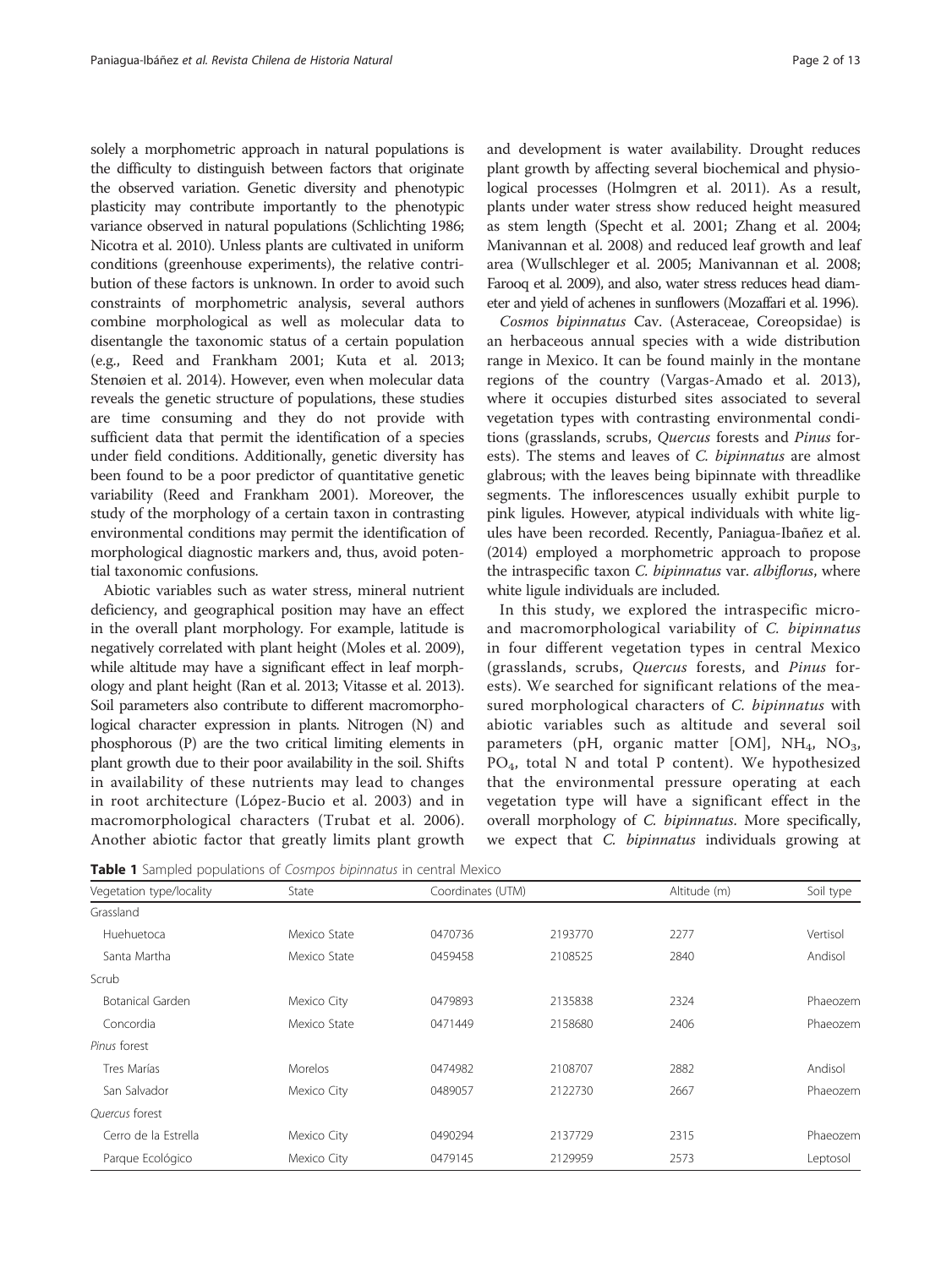solely a morphometric approach in natural populations is the difficulty to distinguish between factors that originate the observed variation. Genetic diversity and phenotypic plasticity may contribute importantly to the phenotypic variance observed in natural populations (Schlichting 1986; Nicotra et al. 2010). Unless plants are cultivated in uniform conditions (greenhouse experiments), the relative contribution of these factors is unknown. In order to avoid such constraints of morphometric analysis, several authors combine morphological as well as molecular data to disentangle the taxonomic status of a certain population (e.g., Reed and Frankham 2001; Kuta et al. 2013; Stenøien et al. 2014). However, even when molecular data reveals the genetic structure of populations, these studies are time consuming and they do not provide with sufficient data that permit the identification of a species under field conditions. Additionally, genetic diversity has been found to be a poor predictor of quantitative genetic variability (Reed and Frankham 2001). Moreover, the study of the morphology of a certain taxon in contrasting environmental conditions may permit the identification of morphological diagnostic markers and, thus, avoid potential taxonomic confusions.

Abiotic variables such as water stress, mineral nutrient deficiency, and geographical position may have an effect in the overall plant morphology. For example, latitude is negatively correlated with plant height (Moles et al. 2009), while altitude may have a significant effect in leaf morphology and plant height (Ran et al. 2013; Vitasse et al. 2013). Soil parameters also contribute to different macromorphological character expression in plants. Nitrogen (N) and phosphorous (P) are the two critical limiting elements in plant growth due to their poor availability in the soil. Shifts in availability of these nutrients may lead to changes in root architecture (López-Bucio et al. 2003) and in macromorphological characters (Trubat et al. 2006). Another abiotic factor that greatly limits plant growth and development is water availability. Drought reduces plant growth by affecting several biochemical and physiological processes (Holmgren et al. 2011). As a result, plants under water stress show reduced height measured as stem length (Specht et al. 2001; Zhang et al. 2004; Manivannan et al. 2008) and reduced leaf growth and leaf area (Wullschleger et al. 2005; Manivannan et al. 2008; Farooq et al. 2009), and also, water stress reduces head diameter and yield of achenes in sunflowers (Mozaffari et al. 1996).

*Cosmos bipinnatus* Cav. (Asteraceae, Coreopsidae) is an herbaceous annual species with a wide distribution range in Mexico. It can be found mainly in the montane regions of the country (Vargas-Amado et al. 2013), where it occupies disturbed sites associated to several vegetation types with contrasting environmental conditions (grasslands, scrubs, *Quercus* forests and *Pinus* forests). The stems and leaves of *C. bipinnatus* are almost glabrous; with the leaves being bipinnate with threadlike segments. The inflorescences usually exhibit purple to pink ligules. However, atypical individuals with white ligules have been recorded. Recently, Paniagua-Ibañez et al. (2014) employed a morphometric approach to propose the intraspecific taxon *C. bipinnatus* var. *albiflorus*, where white ligule individuals are included.

In this study, we explored the intraspecific micro- and macromorphological variability of *C. bipinnatus* in four different vegetation types in central Mexico (grasslands, scrubs, *Quercus* forests, and *Pinus* forests). We searched for significant relations of the measured morphological characters of *C. bipinnatus* with abiotic variables such as altitude and several soil parameters (pH, organic matter [OM], $NH_4$, $NO_3$, $PO_4$, total N and total P content). We hypothesized that the environmental pressure operating at each vegetation type will have a significant effect in the overall morphology of *C. bipinnatus*. More specifically, we expect that *C. bipinnatus* individuals growing at

**Table 1** Sampled populations of *Cosmpos bipinnatus* in central Mexico

| Vegetation type/locality | State | Coordinates (UTM) | | Altitude (m) | Soil type |
|---|---|---|---|---|---|
| Grassland | | | | | |
| Huehuetoca | Mexico State | 0470736 | 2193770 | 2277 | Vertisol |
| Santa Martha | Mexico State | 0459458 | 2108525 | 2840 | Andisol |
| Scrub | | | | | |
| Botanical Garden | Mexico City | 0479893 | 2135838 | 2324 | Phaeozem |
| Concordia | Mexico State | 0471449 | 2158680 | 2406 | Phaeozem |
| *Pinus* forest | | | | | |
| Tres Marías | Morelos | 0474982 | 2108707 | 2882 | Andisol |
| San Salvador | Mexico City | 0489057 | 2122730 | 2667 | Phaeozem |
| *Quercus* forest | | | | | |
| Cerro de la Estrella | Mexico City | 0490294 | 2137729 | 2315 | Phaeozem |
| Parque Ecológico | Mexico City | 0479145 | 2129959 | 2573 | Leptosol |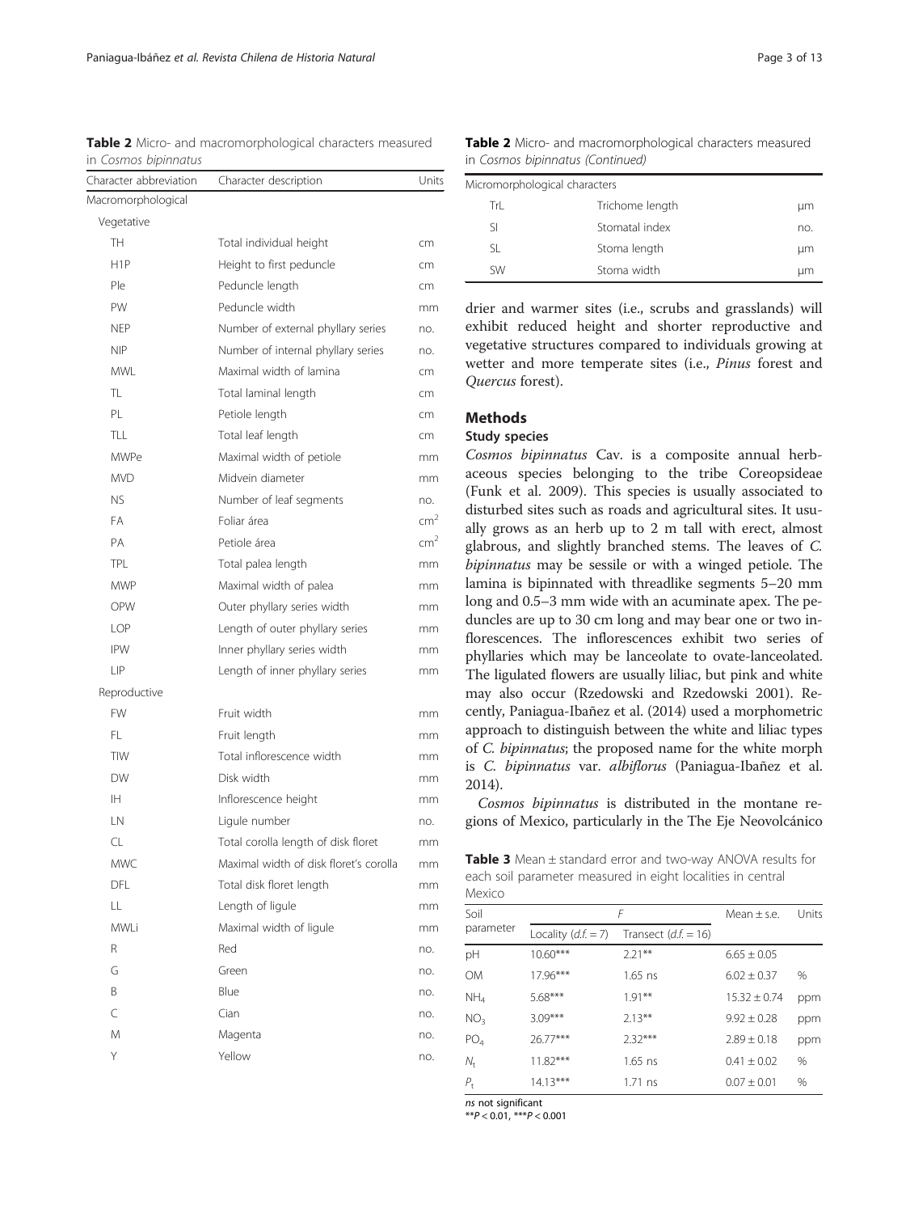**Table 2** Micro- and macromorphological characters measured in *Cosmos bipinnatus*

| Character abbreviation | Character description | Units |
|---|---|---|
| Macromorphological | | |
| Vegetative | | |
| TH | Total individual height | cm |
| H1P | Height to first peduncle | cm |
| Ple | Peduncle length | cm |
| PW | Peduncle width | mm |
| NEP | Number of external phyllary series | no. |
| NIP | Number of internal phyllary series | no. |
| MWL | Maximal width of lamina | cm |
| TL | Total laminal length | cm |
| PL | Petiole length | cm |
| TLL | Total leaf length | cm |
| MWPe | Maximal width of petiole | mm |
| MVD | Midvein diameter | mm |
| NS | Number of leaf segments | no. |
| FA | Foliar área | $cm^2$ |
| PA | Petiole área | $cm^2$ |
| TPL | Total palea length | mm |
| MWP | Maximal width of palea | mm |
| OPW | Outer phyllary series width | mm |
| LOP | Length of outer phyllary series | mm |
| IPW | Inner phyllary series width | mm |
| LIP | Length of inner phyllary series | mm |
| Reproductive | | |
| FW | Fruit width | mm |
| FL | Fruit length | mm |
| TIW | Total inflorescence width | mm |
| DW | Disk width | mm |
| IH | Inflorescence height | mm |
| LN | Ligule number | no. |
| CL | Total corolla length of disk floret | mm |
| MWC | Maximal width of disk floret's corolla | mm |
| DFL | Total disk floret length | mm |
| LL | Length of ligule | mm |
| MWLi | Maximal width of ligule | mm |
| R | Red | no. |
| G | Green | no. |
| B | Blue | no. |
| C | Cian | no. |
| M | Magenta | no. |
| Y | Yellow | no. |
| Micromorphological characters | | |
| TrL | Trichome length | μm |
| SI | Stomatal index | no. |
| SL | Stoma length | μm |
| SW | Stoma width | μm |

drier and warmer sites (i.e., scrubs and grasslands) will exhibit reduced height and shorter reproductive and vegetative structures compared to individuals growing at wetter and more temperate sites (i.e., *Pinus* forest and *Quercus* forest).

## Methods

### Study species

*Cosmos bipinnatus* Cav. is a composite annual herbaceous species belonging to the tribe Coreopsideae (Funk et al. 2009). This species is usually associated to disturbed sites such as roads and agricultural sites. It usually grows as an herb up to 2 m tall with erect, almost glabrous, and slightly branched stems. The leaves of *C. bipinnatus* may be sessile or with a winged petiole. The lamina is bipinnated with threadlike segments 5–20 mm long and 0.5–3 mm wide with an acuminate apex. The peduncles are up to 30 cm long and may bear one or two inflorescences. The inflorescences exhibit two series of phyllaries which may be lanceolate to ovate-lanceolated. The ligulated flowers are usually liliac, but pink and white may also occur (Rzedowski and Rzedowski 2001). Recently, Paniagua-Ibañez et al. (2014) used a morphometric approach to distinguish between the white and liliac types of *C. bipinnatus*; the proposed name for the white morph is *C. bipinnatus* var. *albiflorus* (Paniagua-Ibañez et al. 2014).

*Cosmos bipinnatus* is distributed in the montane regions of Mexico, particularly in the The Eje Neovolcánico

**Table 3** Mean ± standard error and two-way ANOVA results for each soil parameter measured in eight localities in central Mexico

| Soil parameter | *F* | | Mean ± s.e. | Units |
|---|---|---|---|---|
| | Locality (*d.f.* = 7) | Transect (*d.f.* = 16) | | |
| pH | 10.60*** | 2.21** | 6.65 ± 0.05 | |
| OM | 17.96*** | 1.65 ns | 6.02 ± 0.37 | % |
| $NH_4$ | 5.68*** | 1.91** | 15.32 ± 0.74 | ppm |
| $NO_3$ | 3.09*** | 2.13** | 9.92 ± 0.28 | ppm |
| $PO_4$ | 26.77*** | 2.32*** | 2.89 ± 0.18 | ppm |
| $N_t$ | 11.82*** | 1.65 ns | 0.41 ± 0.02 | % |
| $P_t$ | 14.13*** | 1.71 ns | 0.07 ± 0.01 | % |

*ns* not significant
$^{**}P < 0.01$, $^{***}P < 0.001$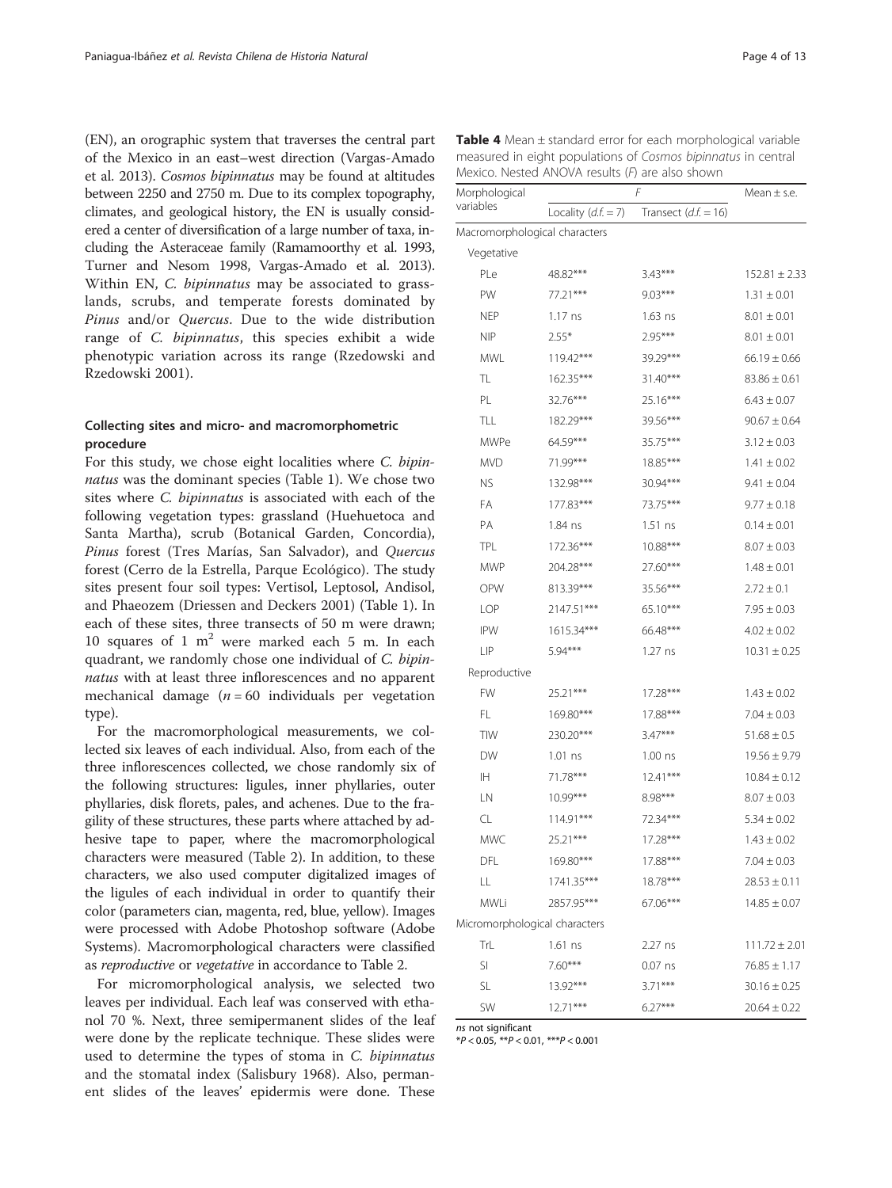(EN), an orographic system that traverses the central part of the Mexico in an east–west direction (Vargas-Amado et al. 2013). *Cosmos bipinnatus* may be found at altitudes between 2250 and 2750 m. Due to its complex topography, climates, and geological history, the EN is usually considered a center of diversification of a large number of taxa, including the Asteraceae family (Ramamoorthy et al. 1993, Turner and Nesom 1998, Vargas-Amado et al. 2013). Within EN, *C. bipinnatus* may be associated to grasslands, scrubs, and temperate forests dominated by *Pinus* and/or *Quercus*. Due to the wide distribution range of *C. bipinnatus*, this species exhibit a wide phenotypic variation across its range (Rzedowski and Rzedowski 2001).

## Collecting sites and micro- and macromorphometric procedure

For this study, we chose eight localities where *C. bipinnatus* was the dominant species (Table 1). We chose two sites where *C. bipinnatus* is associated with each of the following vegetation types: grassland (Huehuetoca and Santa Martha), scrub (Botanical Garden, Concordia), *Pinus* forest (Tres Marías, San Salvador), and *Quercus* forest (Cerro de la Estrella, Parque Ecológico). The study sites present four soil types: Vertisol, Leptosol, Andisol, and Phaeozem (Driessen and Deckers 2001) (Table 1). In each of these sites, three transects of 50 m were drawn; 10 squares of 1 $m^2$ were marked each 5 m. In each quadrant, we randomly chose one individual of *C. bipinnatus* with at least three inflorescences and no apparent mechanical damage ($n = 60$ individuals per vegetation type).

For the macromorphological measurements, we collected six leaves of each individual. Also, from each of the three inflorescences collected, we chose randomly six of the following structures: ligules, inner phyllaries, outer phyllaries, disk florets, pales, and achenes. Due to the fragility of these structures, these parts where attached by adhesive tape to paper, where the macromorphological characters were measured (Table 2). In addition, to these characters, we also used computer digitalized images of the ligules of each individual in order to quantify their color (parameters cian, magenta, red, blue, yellow). Images were processed with Adobe Photoshop software (Adobe Systems). Macromorphological characters were classified as *reproductive* or *vegetative* in accordance to Table 2.

For micromorphological analysis, we selected two leaves per individual. Each leaf was conserved with ethanol 70 %. Next, three semipermanent slides of the leaf were done by the replicate technique. These slides were used to determine the types of stoma in *C. bipinnatus* and the stomatal index (Salisbury 1968). Also, permanent slides of the leaves' epidermis were done. These

**Table 4** Mean ± standard error for each morphological variable measured in eight populations of *Cosmos bipinnatus* in central Mexico. Nested ANOVA results (*F*) are also shown

| Morphological variables | *F* | | Mean ± s.e. |
|---|---|---|---|
| | Locality (*d.f.* = 7) | Transect (*d.f.* = 16) | |
| Macromorphological characters | | | |
| Vegetative | | | |
| PLe | 48.82*** | 3.43*** | 152.81 ± 2.33 |
| PW | 77.21*** | 9.03*** | 1.31 ± 0.01 |
| NEP | 1.17 ns | 1.63 ns | 8.01 ± 0.01 |
| NIP | 2.55* | 2.95*** | 8.01 ± 0.01 |
| MWL | 119.42*** | 39.29*** | 66.19 ± 0.66 |
| TL | 162.35*** | 31.40*** | 83.86 ± 0.61 |
| PL | 32.76*** | 25.16*** | 6.43 ± 0.07 |
| TLL | 182.29*** | 39.56*** | 90.67 ± 0.64 |
| MWPe | 64.59*** | 35.75*** | 3.12 ± 0.03 |
| MVD | 71.99*** | 18.85*** | 1.41 ± 0.02 |
| NS | 132.98*** | 30.94*** | 9.41 ± 0.04 |
| FA | 177.83*** | 73.75*** | 9.77 ± 0.18 |
| PA | 1.84 ns | 1.51 ns | 0.14 ± 0.01 |
| TPL | 172.36*** | 10.88*** | 8.07 ± 0.03 |
| MWP | 204.28*** | 27.60*** | 1.48 ± 0.01 |
| OPW | 813.39*** | 35.56*** | 2.72 ± 0.1 |
| LOP | 2147.51*** | 65.10*** | 7.95 ± 0.03 |
| IPW | 1615.34*** | 66.48*** | 4.02 ± 0.02 |
| LIP | 5.94*** | 1.27 ns | 10.31 ± 0.25 |
| Reproductive | | | |
| FW | 25.21*** | 17.28*** | 1.43 ± 0.02 |
| FL | 169.80*** | 17.88*** | 7.04 ± 0.03 |
| TIW | 230.20*** | 3.47*** | 51.68 ± 0.5 |
| DW | 1.01 ns | 1.00 ns | 19.56 ± 9.79 |
| IH | 71.78*** | 12.41*** | 10.84 ± 0.12 |
| LN | 10.99*** | 8.98*** | 8.07 ± 0.03 |
| CL | 114.91*** | 72.34*** | 5.34 ± 0.02 |
| MWC | 25.21*** | 17.28*** | 1.43 ± 0.02 |
| DFL | 169.80*** | 17.88*** | 7.04 ± 0.03 |
| LL | 1741.35*** | 18.78*** | 28.53 ± 0.11 |
| MWLi | 2857.95*** | 67.06*** | 14.85 ± 0.07 |
| Micromorphological characters | | | |
| TrL | 1.61 ns | 2.27 ns | 111.72 ± 2.01 |
| SI | 7.60*** | 0.07 ns | 76.85 ± 1.17 |
| SL | 13.92*** | 3.71*** | 30.16 ± 0.25 |
| SW | 12.71*** | 6.27*** | 20.64 ± 0.22 |

*ns* not significant
$^*P < 0.05$, $^{**}P < 0.01$, $^{***}P < 0.001$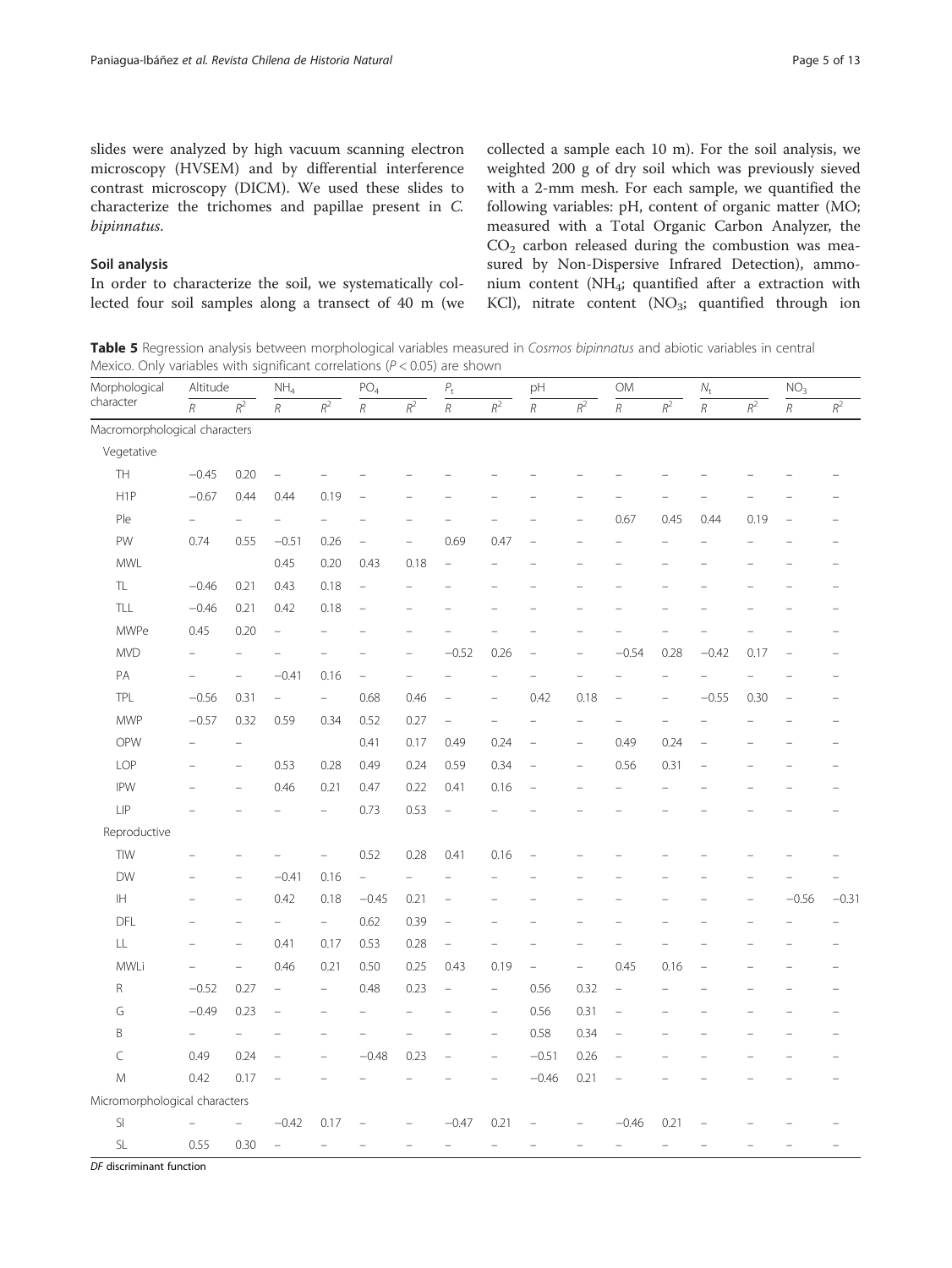slides were analyzed by high vacuum scanning electron microscopy (HVSEM) and by differential interference contrast microscopy (DICM). We used these slides to characterize the trichomes and papillae present in *C. bipinnatus*.

### Soil analysis

In order to characterize the soil, we systematically collected four soil samples along a transect of 40 m (we collected a sample each 10 m). For the soil analysis, we weighted 200 g of dry soil which was previously sieved with a 2-mm mesh. For each sample, we quantified the following variables: pH, content of organic matter (MO; measured with a Total Organic Carbon Analyzer, the $CO_2$ carbon released during the combustion was measured by Non-Dispersive Infrared Detection), ammonium content ($NH_4$; quantified after a extraction with KCl), nitrate content ($NO_3$; quantified through ion

**Table 5** Regression analysis between morphological variables measured in *Cosmos bipinnatus* and abiotic variables in central Mexico. Only variables with significant correlations ($P < 0.05$) are shown

| Morphological character | Altitude | | $NH_4$ | | $PO_4$ | | $P_t$ | | pH | | OM | | $N_t$ | | $NO_3$ | |
|---|---|---|---|---|---|---|---|---|---|---|---|---|---|---|---|---|
| | *R* | $R^2$ | *R* | $R^2$ | *R* | $R^2$ | *R* | $R^2$ | *R* | $R^2$ | *R* | $R^2$ | *R* | $R^2$ | *R* | $R^2$ |
| Macromorphological characters | | | | | | | | | | | | | | | | |
| Vegetative | | | | | | | | | | | | | | | | |
| TH | −0.45 | 0.20 | – | – | – | – | – | – | – | – | – | – | – | – | – | – |
| H1P | −0.67 | 0.44 | 0.44 | 0.19 | – | – | – | – | – | – | – | – | – | – | – | – |
| Ple | – | – | – | – | – | – | – | – | – | – | 0.67 | 0.45 | 0.44 | 0.19 | – | – |
| PW | 0.74 | 0.55 | −0.51 | 0.26 | – | – | 0.69 | 0.47 | – | – | – | – | – | – | – | – |
| MWL | | | 0.45 | 0.20 | 0.43 | 0.18 | – | – | – | – | – | – | – | – | – | – |
| TL | −0.46 | 0.21 | 0.43 | 0.18 | – | – | – | – | – | – | – | – | – | – | – | – |
| TLL | −0.46 | 0.21 | 0.42 | 0.18 | – | – | – | – | – | – | – | – | – | – | – | – |
| MWPe | 0.45 | 0.20 | – | – | – | – | – | – | – | – | – | – | – | – | – | – |
| MVD | – | – | – | – | – | – | −0.52 | 0.26 | – | – | −0.54 | 0.28 | −0.42 | 0.17 | – | – |
| PA | – | – | −0.41 | 0.16 | – | – | – | – | – | – | – | – | – | – | – | – |
| TPL | −0.56 | 0.31 | – | – | 0.68 | 0.46 | – | – | 0.42 | 0.18 | – | – | −0.55 | 0.30 | – | – |
| MWP | −0.57 | 0.32 | 0.59 | 0.34 | 0.52 | 0.27 | – | – | – | – | – | – | – | – | – | – |
| OPW | – | – | | | 0.41 | 0.17 | 0.49 | 0.24 | – | – | 0.49 | 0.24 | – | – | – | – |
| LOP | – | – | 0.53 | 0.28 | 0.49 | 0.24 | 0.59 | 0.34 | – | – | 0.56 | 0.31 | – | – | – | – |
| IPW | – | – | 0.46 | 0.21 | 0.47 | 0.22 | 0.41 | 0.16 | – | – | – | – | – | – | – | – |
| LIP | – | – | – | – | 0.73 | 0.53 | – | – | – | – | – | – | – | – | – | – |
| Reproductive | | | | | | | | | | | | | | | | |
| TIW | – | – | – | – | 0.52 | 0.28 | 0.41 | 0.16 | – | – | – | – | – | – | – | – |
| DW | – | – | −0.41 | 0.16 | – | – | – | – | – | – | – | – | – | – | – | – |
| IH | – | – | 0.42 | 0.18 | −0.45 | 0.21 | – | – | – | – | – | – | – | – | −0.56 | −0.31 |
| DFL | – | – | – | – | 0.62 | 0.39 | – | – | – | – | – | – | – | – | – | – |
| LL | – | – | 0.41 | 0.17 | 0.53 | 0.28 | – | – | – | – | – | – | – | – | – | – |
| MWLi | – | – | 0.46 | 0.21 | 0.50 | 0.25 | 0.43 | 0.19 | – | – | 0.45 | 0.16 | – | – | – | – |
| R | −0.52 | 0.27 | – | – | 0.48 | 0.23 | – | – | 0.56 | 0.32 | – | – | – | – | – | – |
| G | −0.49 | 0.23 | – | – | – | – | – | – | 0.56 | 0.31 | – | – | – | – | – | – |
| B | – | – | – | – | – | – | – | – | 0.58 | 0.34 | – | – | – | – | – | – |
| C | 0.49 | 0.24 | – | – | −0.48 | 0.23 | – | – | −0.51 | 0.26 | – | – | – | – | – | – |
| M | 0.42 | 0.17 | – | – | – | – | – | – | −0.46 | 0.21 | – | – | – | – | – | – |
| Micromorphological characters | | | | | | | | | | | | | | | | |
| SI | – | – | −0.42 | 0.17 | – | – | −0.47 | 0.21 | – | – | −0.46 | 0.21 | – | – | – | – |
| SL | 0.55 | 0.30 | – | – | – | – | – | – | – | – | – | – | – | – | – | – |

*DF* discriminant function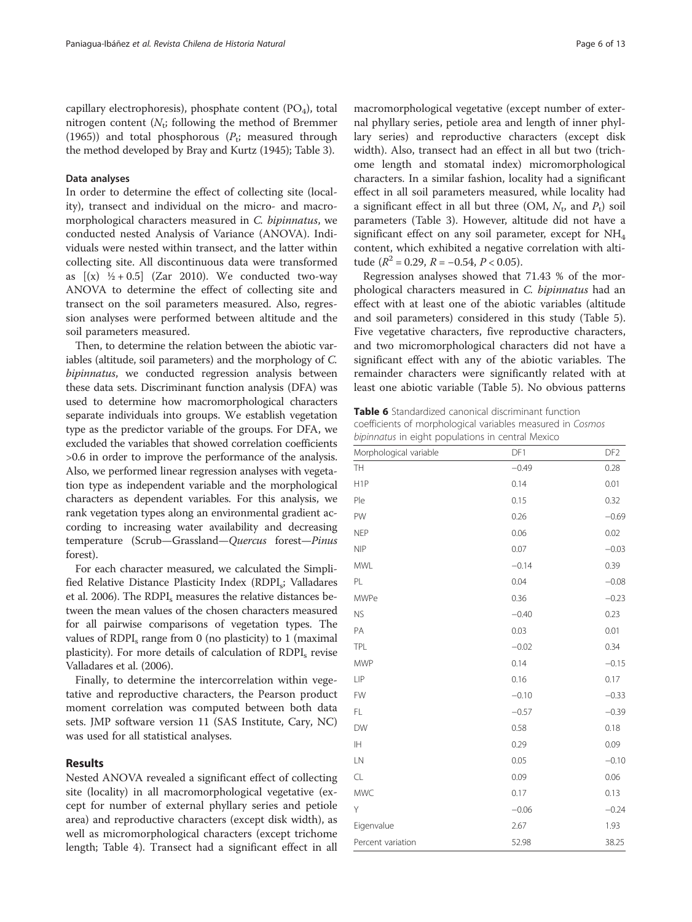capillary electrophoresis), phosphate content ($PO_4$), total nitrogen content ($N_t$; following the method of Bremmer (1965)) and total phosphorous ($P_t$; measured through the method developed by Bray and Kurtz (1945); Table 3).

### Data analyses

In order to determine the effect of collecting site (locality), transect and individual on the micro- and macromorphological characters measured in *C. bipinnatus*, we conducted nested Analysis of Variance (ANOVA). Individuals were nested within transect, and the latter within collecting site. All discontinuous data were transformed as $[(x)\ ½ + 0.5]$ (Zar 2010). We conducted two-way ANOVA to determine the effect of collecting site and transect on the soil parameters measured. Also, regression analyses were performed between altitude and the soil parameters measured.

Then, to determine the relation between the abiotic variables (altitude, soil parameters) and the morphology of *C. bipinnatus*, we conducted regression analysis between these data sets. Discriminant function analysis (DFA) was used to determine how macromorphological characters separate individuals into groups. We establish vegetation type as the predictor variable of the groups. For DFA, we excluded the variables that showed correlation coefficients >0.6 in order to improve the performance of the analysis. Also, we performed linear regression analyses with vegetation type as independent variable and the morphological characters as dependent variables. For this analysis, we rank vegetation types along an environmental gradient according to increasing water availability and decreasing temperature (Scrub—Grassland—*Quercus* forest—*Pinus* forest).

For each character measured, we calculated the Simplified Relative Distance Plasticity Index ($RDPI_s$; Valladares et al. 2006). The $RDPI_s$ measures the relative distances between the mean values of the chosen characters measured for all pairwise comparisons of vegetation types. The values of $RDPI_s$ range from 0 (no plasticity) to 1 (maximal plasticity). For more details of calculation of $RDPI_s$ revise Valladares et al. (2006).

Finally, to determine the intercorrelation within vegetative and reproductive characters, the Pearson product moment correlation was computed between both data sets. JMP software version 11 (SAS Institute, Cary, NC) was used for all statistical analyses.

## Results

Nested ANOVA revealed a significant effect of collecting site (locality) in all macromorphological vegetative (except for number of external phyllary series and petiole area) and reproductive characters (except disk width), as well as micromorphological characters (except trichome length; Table 4). Transect had a significant effect in all macromorphological vegetative (except number of external phyllary series, petiole area and length of inner phyllary series) and reproductive characters (except disk width). Also, transect had an effect in all but two (trichome length and stomatal index) micromorphological characters. In a similar fashion, locality had a significant effect in all soil parameters measured, while locality had a significant effect in all but three (OM, $N_t$, and $P_t$) soil parameters (Table 3). However, altitude did not have a significant effect on any soil parameter, except for $NH_4$ content, which exhibited a negative correlation with altitude ($R^2 = 0.29$, $R = -0.54$, $P < 0.05$).

Regression analyses showed that 71.43 % of the morphological characters measured in *C. bipinnatus* had an effect with at least one of the abiotic variables (altitude and soil parameters) considered in this study (Table 5). Five vegetative characters, five reproductive characters, and two micromorphological characters did not have a significant effect with any of the abiotic variables. The remainder characters were significantly related with at least one abiotic variable (Table 5). No obvious patterns

**Table 6** Standardized canonical discriminant function coefficients of morphological variables measured in *Cosmos bipinnatus* in eight populations in central Mexico

| Morphological variable | DF1 | DF2 |
|---|---|---|
| TH | −0.49 | 0.28 |
| H1P | 0.14 | 0.01 |
| Ple | 0.15 | 0.32 |
| PW | 0.26 | −0.69 |
| NEP | 0.06 | 0.02 |
| NIP | 0.07 | −0.03 |
| MWL | −0.14 | 0.39 |
| PL | 0.04 | −0.08 |
| MWPe | 0.36 | −0.23 |
| NS | −0.40 | 0.23 |
| PA | 0.03 | 0.01 |
| TPL | −0.02 | 0.34 |
| MWP | 0.14 | −0.15 |
| LIP | 0.16 | 0.17 |
| FW | −0.10 | −0.33 |
| FL | −0.57 | −0.39 |
| DW | 0.58 | 0.18 |
| IH | 0.29 | 0.09 |
| LN | 0.05 | −0.10 |
| CL | 0.09 | 0.06 |
| MWC | 0.17 | 0.13 |
| Y | −0.06 | −0.24 |
| Eigenvalue | 2.67 | 1.93 |
| Percent variation | 52.98 | 38.25 |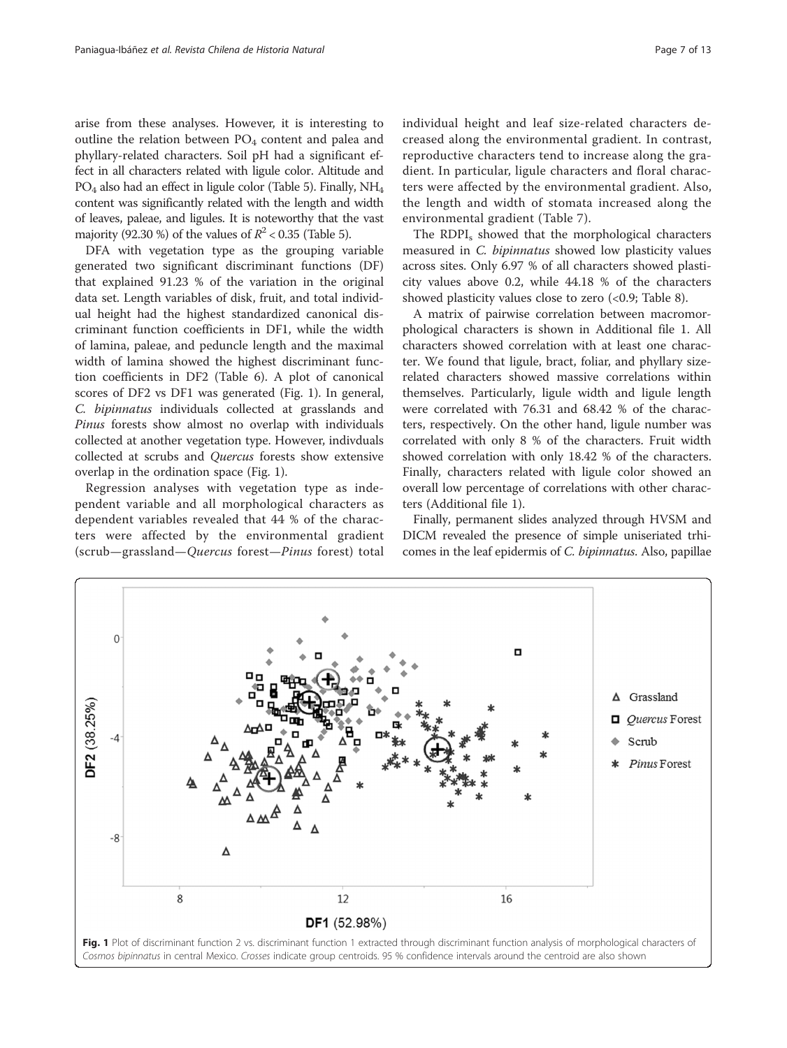arise from these analyses. However, it is interesting to outline the relation between $PO_4$ content and palea and phyllary-related characters. Soil pH had a significant effect in all characters related with ligule color. Altitude and $PO_4$ also had an effect in ligule color (Table 5). Finally, $NH_4$ content was significantly related with the length and width of leaves, paleae, and ligules. It is noteworthy that the vast majority (92.30 %) of the values of $R^2 < 0.35$ (Table 5).

DFA with vegetation type as the grouping variable generated two significant discriminant functions (DF) that explained 91.23 % of the variation in the original data set. Length variables of disk, fruit, and total individual height had the highest standardized canonical discriminant function coefficients in DF1, while the width of lamina, paleae, and peduncle length and the maximal width of lamina showed the highest discriminant function coefficients in DF2 (Table 6). A plot of canonical scores of DF2 vs DF1 was generated (Fig. 1). In general, *C. bipinnatus* individuals collected at grasslands and *Pinus* forests show almost no overlap with individuals collected at another vegetation type. However, indivduals collected at scrubs and *Quercus* forests show extensive overlap in the ordination space (Fig. 1).

Regression analyses with vegetation type as independent variable and all morphological characters as dependent variables revealed that 44 % of the characters were affected by the environmental gradient (scrub—grassland—*Quercus* forest—*Pinus* forest) total individual height and leaf size-related characters decreased along the environmental gradient. In contrast, reproductive characters tend to increase along the gradient. In particular, ligule characters and floral characters were affected by the environmental gradient. Also, the length and width of stomata increased along the environmental gradient (Table 7).

The $RDPI_s$ showed that the morphological characters measured in *C. bipinnatus* showed low plasticity values across sites. Only 6.97 % of all characters showed plasticity values above 0.2, while 44.18 % of the characters showed plasticity values close to zero (<0.9; Table 8).

A matrix of pairwise correlation between macromorphological characters is shown in Additional file 1. All characters showed correlation with at least one character. We found that ligule, bract, foliar, and phyllary size-related characters showed massive correlations within themselves. Particularly, ligule width and ligule length were correlated with 76.31 and 68.42 % of the characters, respectively. On the other hand, ligule number was correlated with only 8 % of the characters. Fruit width showed correlation with only 18.42 % of the characters. Finally, characters related with ligule color showed an overall low percentage of correlations with other characters (Additional file 1).

Finally, permanent slides analyzed through HVSM and DICM revealed the presence of simple uniseriated trhicomes in the leaf epidermis of *C. bipinnatus*. Also, papillae

**Fig. 1** Plot of discriminant function 2 vs. discriminant function 1 extracted through discriminant function analysis of morphological characters of *Cosmos bipinnatus* in central Mexico. *Crosses* indicate group centroids. 95 % confidence intervals around the centroid are also shown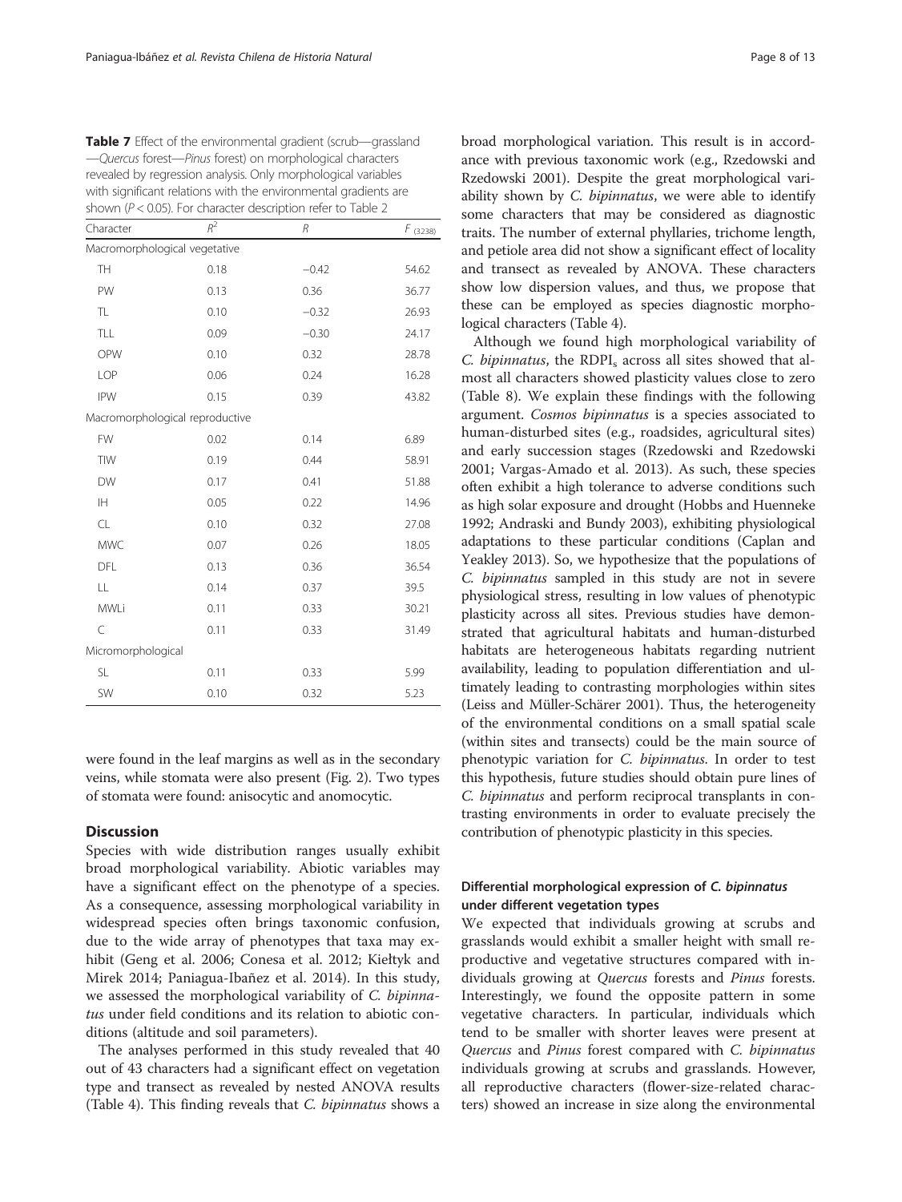**Table 7** Effect of the environmental gradient (scrub—grassland—*Quercus* forest—*Pinus* forest) on morphological characters revealed by regression analysis. Only morphological variables with significant relations with the environmental gradients are shown ($P < 0.05$). For character description refer to Table 2

| Character | $R^2$ | $R$ | $F_{(3238)}$ |
|---|---|---|---|
| Macromorphological vegetative | | | |
| TH | 0.18 | −0.42 | 54.62 |
| PW | 0.13 | 0.36 | 36.77 |
| TL | 0.10 | −0.32 | 26.93 |
| TLL | 0.09 | −0.30 | 24.17 |
| OPW | 0.10 | 0.32 | 28.78 |
| LOP | 0.06 | 0.24 | 16.28 |
| IPW | 0.15 | 0.39 | 43.82 |
| Macromorphological reproductive | | | |
| FW | 0.02 | 0.14 | 6.89 |
| TIW | 0.19 | 0.44 | 58.91 |
| DW | 0.17 | 0.41 | 51.88 |
| IH | 0.05 | 0.22 | 14.96 |
| CL | 0.10 | 0.32 | 27.08 |
| MWC | 0.07 | 0.26 | 18.05 |
| DFL | 0.13 | 0.36 | 36.54 |
| LL | 0.14 | 0.37 | 39.5 |
| MWLi | 0.11 | 0.33 | 30.21 |
| C | 0.11 | 0.33 | 31.49 |
| Micromorphological | | | |
| SL | 0.11 | 0.33 | 5.99 |
| SW | 0.10 | 0.32 | 5.23 |

were found in the leaf margins as well as in the secondary veins, while stomata were also present (Fig. 2). Two types of stomata were found: anisocytic and anomocytic.

## Discussion

Species with wide distribution ranges usually exhibit broad morphological variability. Abiotic variables may have a significant effect on the phenotype of a species. As a consequence, assessing morphological variability in widespread species often brings taxonomic confusion, due to the wide array of phenotypes that taxa may exhibit (Geng et al. 2006; Conesa et al. 2012; Kiełtyk and Mirek 2014; Paniagua-Ibañez et al. 2014). In this study, we assessed the morphological variability of *C. bipinnatus* under field conditions and its relation to abiotic conditions (altitude and soil parameters).

The analyses performed in this study revealed that 40 out of 43 characters had a significant effect on vegetation type and transect as revealed by nested ANOVA results (Table 4). This finding reveals that *C. bipinnatus* shows a broad morphological variation. This result is in accordance with previous taxonomic work (e.g., Rzedowski and Rzedowski 2001). Despite the great morphological variability shown by *C. bipinnatus*, we were able to identify some characters that may be considered as diagnostic traits. The number of external phyllaries, trichome length, and petiole area did not show a significant effect of locality and transect as revealed by ANOVA. These characters show low dispersion values, and thus, we propose that these can be employed as species diagnostic morphological characters (Table 4).

Although we found high morphological variability of *C. bipinnatus*, the $RDPI_s$ across all sites showed that almost all characters showed plasticity values close to zero (Table 8). We explain these findings with the following argument. *Cosmos bipinnatus* is a species associated to human-disturbed sites (e.g., roadsides, agricultural sites) and early succession stages (Rzedowski and Rzedowski 2001; Vargas-Amado et al. 2013). As such, these species often exhibit a high tolerance to adverse conditions such as high solar exposure and drought (Hobbs and Huenneke 1992; Andraski and Bundy 2003), exhibiting physiological adaptations to these particular conditions (Caplan and Yeakley 2013). So, we hypothesize that the populations of *C. bipinnatus* sampled in this study are not in severe physiological stress, resulting in low values of phenotypic plasticity across all sites. Previous studies have demonstrated that agricultural habitats and human-disturbed habitats are heterogeneous habitats regarding nutrient availability, leading to population differentiation and ultimately leading to contrasting morphologies within sites (Leiss and Müller-Schärer 2001). Thus, the heterogeneity of the environmental conditions on a small spatial scale (within sites and transects) could be the main source of phenotypic variation for *C. bipinnatus*. In order to test this hypothesis, future studies should obtain pure lines of *C. bipinnatus* and perform reciprocal transplants in contrasting environments in order to evaluate precisely the contribution of phenotypic plasticity in this species.

### Differential morphological expression of *C. bipinnatus* under different vegetation types

We expected that individuals growing at scrubs and grasslands would exhibit a smaller height with small reproductive and vegetative structures compared with individuals growing at *Quercus* forests and *Pinus* forests. Interestingly, we found the opposite pattern in some vegetative characters. In particular, individuals which tend to be smaller with shorter leaves were present at *Quercus* and *Pinus* forest compared with *C. bipinnatus* individuals growing at scrubs and grasslands. However, all reproductive characters (flower-size-related characters) showed an increase in size along the environmental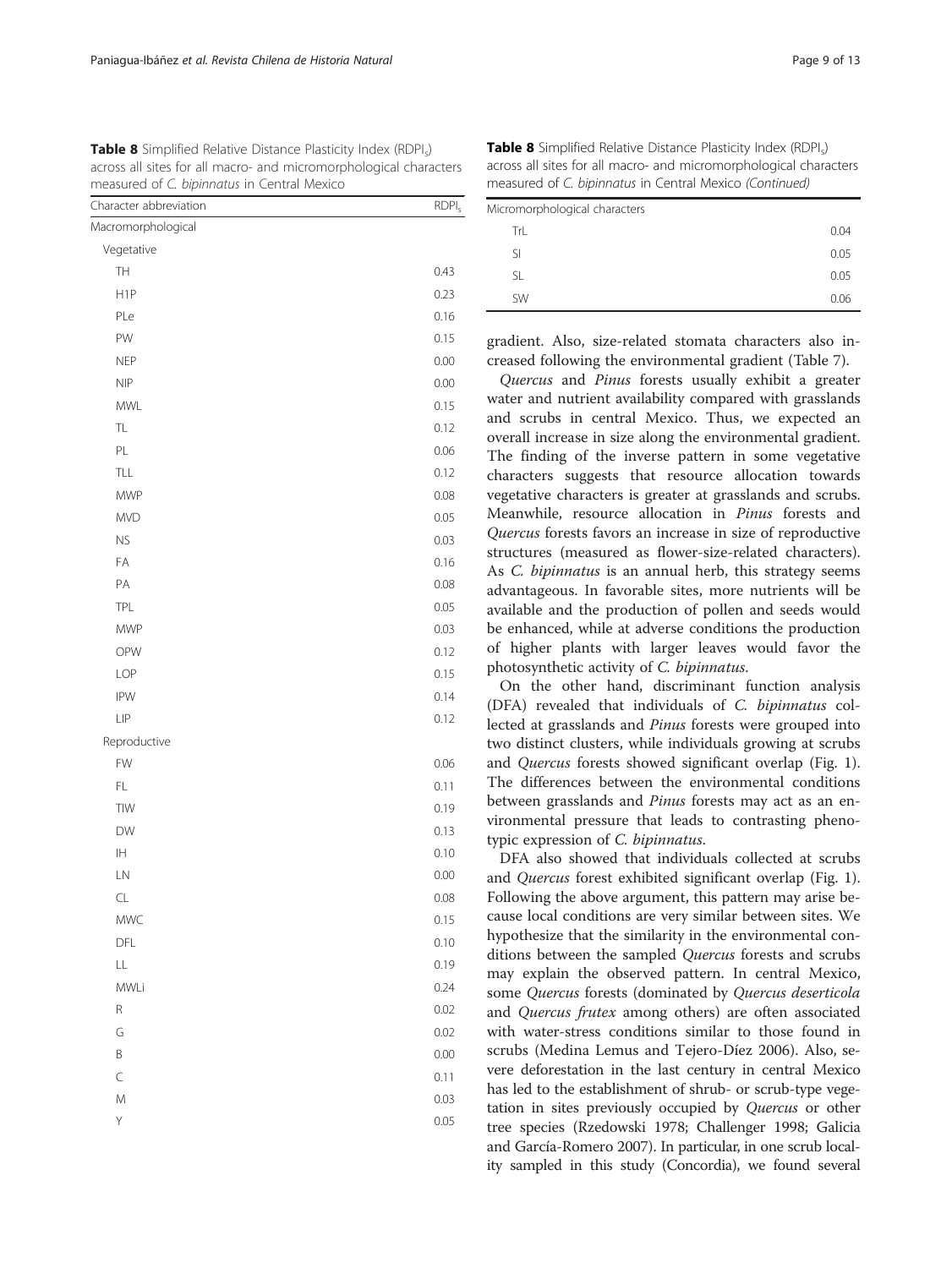**Table 8** Simplified Relative Distance Plasticity Index ($RDPI_s$) across all sites for all macro- and micromorphological characters measured of *C. bipinnatus* in Central Mexico

| Character abbreviation | $RDPI_s$ |
|---|---|
| Macromorphological | |
| Vegetative | |
| TH | 0.43 |
| H1P | 0.23 |
| PLe | 0.16 |
| PW | 0.15 |
| NEP | 0.00 |
| NIP | 0.00 |
| MWL | 0.15 |
| TL | 0.12 |
| PL | 0.06 |
| TLL | 0.12 |
| MWP | 0.08 |
| MVD | 0.05 |
| NS | 0.03 |
| FA | 0.16 |
| PA | 0.08 |
| TPL | 0.05 |
| MWP | 0.03 |
| OPW | 0.12 |
| LOP | 0.15 |
| IPW | 0.14 |
| LIP | 0.12 |
| Reproductive | |
| FW | 0.06 |
| FL | 0.11 |
| TIW | 0.19 |
| DW | 0.13 |
| IH | 0.10 |
| LN | 0.00 |
| CL | 0.08 |
| MWC | 0.15 |
| DFL | 0.10 |
| LL | 0.19 |
| MWLi | 0.24 |
| R | 0.02 |
| G | 0.02 |
| B | 0.00 |
| C | 0.11 |
| M | 0.03 |
| Y | 0.05 |
| Micromorphological characters | |
| TrL | 0.04 |
| SI | 0.05 |
| SL | 0.05 |
| SW | 0.06 |

gradient. Also, size-related stomata characters also increased following the environmental gradient (Table 7).

*Quercus* and *Pinus* forests usually exhibit a greater water and nutrient availability compared with grasslands and scrubs in central Mexico. Thus, we expected an overall increase in size along the environmental gradient. The finding of the inverse pattern in some vegetative characters suggests that resource allocation towards vegetative characters is greater at grasslands and scrubs. Meanwhile, resource allocation in *Pinus* forests and *Quercus* forests favors an increase in size of reproductive structures (measured as flower-size-related characters). As *C. bipinnatus* is an annual herb, this strategy seems advantageous. In favorable sites, more nutrients will be available and the production of pollen and seeds would be enhanced, while at adverse conditions the production of higher plants with larger leaves would favor the photosynthetic activity of *C. bipinnatus*.

On the other hand, discriminant function analysis (DFA) revealed that individuals of *C. bipinnatus* collected at grasslands and *Pinus* forests were grouped into two distinct clusters, while individuals growing at scrubs and *Quercus* forests showed significant overlap (Fig. 1). The differences between the environmental conditions between grasslands and *Pinus* forests may act as an environmental pressure that leads to contrasting phenotypic expression of *C. bipinnatus*.

DFA also showed that individuals collected at scrubs and *Quercus* forest exhibited significant overlap (Fig. 1). Following the above argument, this pattern may arise because local conditions are very similar between sites. We hypothesize that the similarity in the environmental conditions between the sampled *Quercus* forests and scrubs may explain the observed pattern. In central Mexico, some *Quercus* forests (dominated by *Quercus deserticola* and *Quercus frutex* among others) are often associated with water-stress conditions similar to those found in scrubs (Medina Lemus and Tejero-Díez 2006). Also, severe deforestation in the last century in central Mexico has led to the establishment of shrub- or scrub-type vegetation in sites previously occupied by *Quercus* or other tree species (Rzedowski 1978; Challenger 1998; Galicia and García-Romero 2007). In particular, in one scrub locality sampled in this study (Concordia), we found several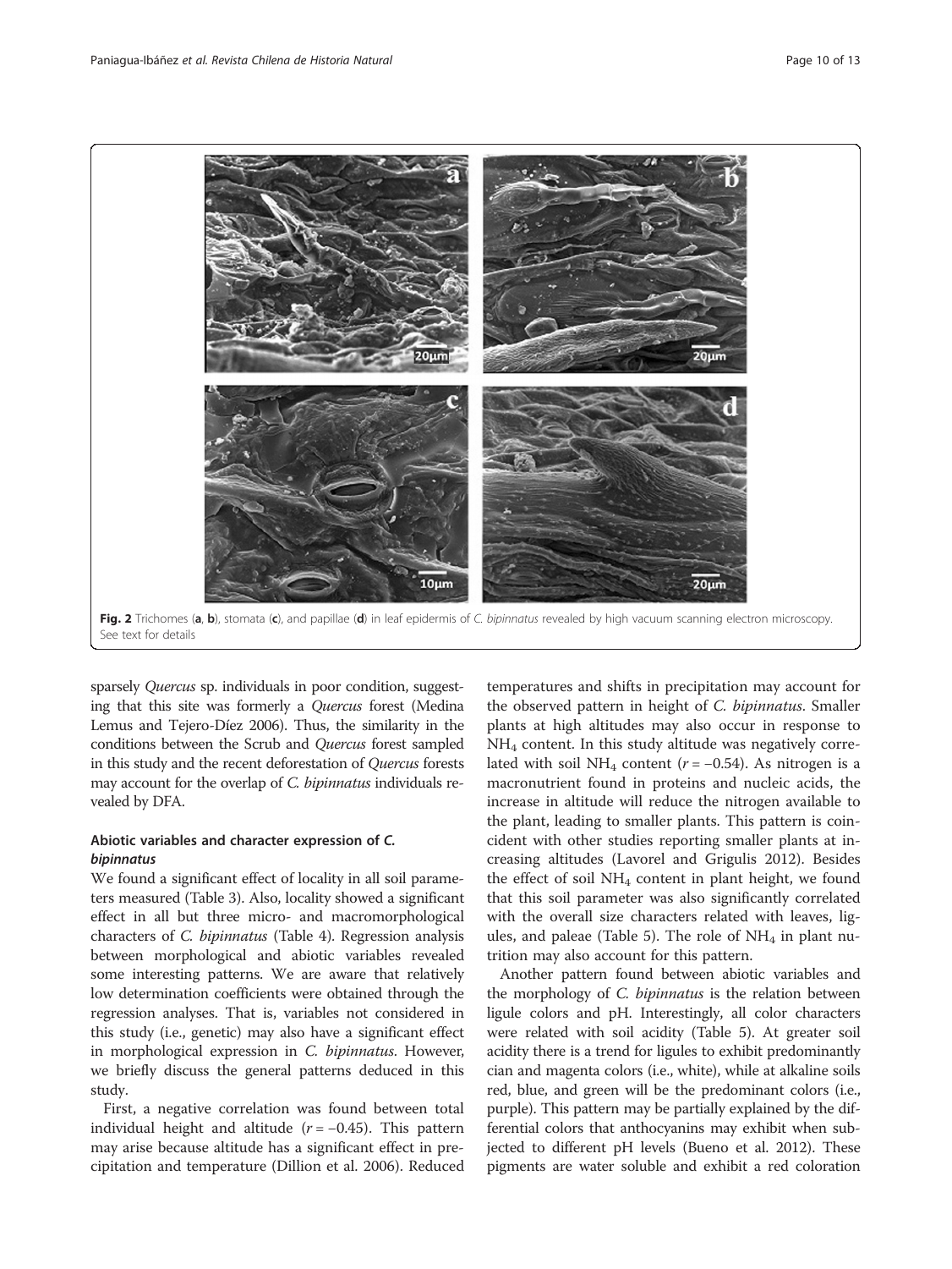Fig. 2 Trichomes (**a**, **b**), stomata (**c**), and papillae (**d**) in leaf epidermis of *C. bipinnatus* revealed by high vacuum scanning electron microscopy. See text for details

sparsely *Quercus* sp. individuals in poor condition, suggesting that this site was formerly a *Quercus* forest (Medina Lemus and Tejero-Díez 2006). Thus, the similarity in the conditions between the Scrub and *Quercus* forest sampled in this study and the recent deforestation of *Quercus* forests may account for the overlap of *C. bipinnatus* individuals revealed by DFA.

### Abiotic variables and character expression of *C. bipinnatus*

We found a significant effect of locality in all soil parameters measured (Table 3). Also, locality showed a significant effect in all but three micro- and macromorphological characters of *C. bipinnatus* (Table 4). Regression analysis between morphological and abiotic variables revealed some interesting patterns. We are aware that relatively low determination coefficients were obtained through the regression analyses. That is, variables not considered in this study (i.e., genetic) may also have a significant effect in morphological expression in *C. bipinnatus*. However, we briefly discuss the general patterns deduced in this study.

First, a negative correlation was found between total individual height and altitude ($r = -0.45$). This pattern may arise because altitude has a significant effect in precipitation and temperature (Dillion et al. 2006). Reduced temperatures and shifts in precipitation may account for the observed pattern in height of *C. bipinnatus*. Smaller plants at high altitudes may also occur in response to $NH_4$ content. In this study altitude was negatively correlated with soil $NH_4$ content ($r = -0.54$). As nitrogen is a macronutrient found in proteins and nucleic acids, the increase in altitude will reduce the nitrogen available to the plant, leading to smaller plants. This pattern is coincident with other studies reporting smaller plants at increasing altitudes (Lavorel and Grigulis 2012). Besides the effect of soil $NH_4$ content in plant height, we found that this soil parameter was also significantly correlated with the overall size characters related with leaves, ligules, and paleae (Table 5). The role of $NH_4$ in plant nutrition may also account for this pattern.

Another pattern found between abiotic variables and the morphology of *C. bipinnatus* is the relation between ligule colors and pH. Interestingly, all color characters were related with soil acidity (Table 5). At greater soil acidity there is a trend for ligules to exhibit predominantly cian and magenta colors (i.e., white), while at alkaline soils red, blue, and green will be the predominant colors (i.e., purple). This pattern may be partially explained by the differential colors that anthocyanins may exhibit when subjected to different pH levels (Bueno et al. 2012). These pigments are water soluble and exhibit a red coloration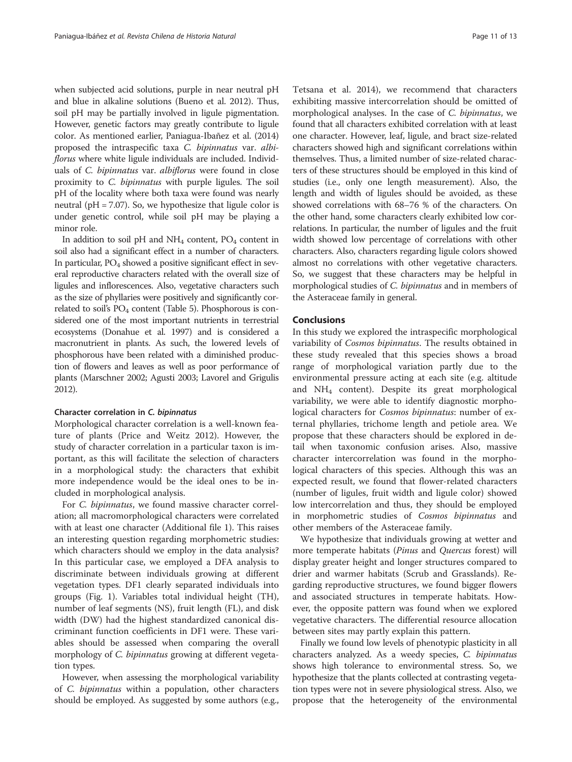when subjected acid solutions, purple in near neutral pH and blue in alkaline solutions (Bueno et al. 2012). Thus, soil pH may be partially involved in ligule pigmentation. However, genetic factors may greatly contribute to ligule color. As mentioned earlier, Paniagua-Ibañez et al. (2014) proposed the intraspecific taxa *C. bipinnatus* var. *albiflorus* where white ligule individuals are included. Individuals of *C. bipinnatus* var. *albiflorus* were found in close proximity to *C. bipinnatus* with purple ligules. The soil pH of the locality where both taxa were found was nearly neutral (pH = 7.07). So, we hypothesize that ligule color is under genetic control, while soil pH may be playing a minor role.

In addition to soil pH and $NH_4$ content, $PO_4$ content in soil also had a significant effect in a number of characters. In particular, $PO_4$ showed a positive significant effect in several reproductive characters related with the overall size of ligules and inflorescences. Also, vegetative characters such as the size of phyllaries were positively and significantly correlated to soil's $PO_4$ content (Table 5). Phosphorous is considered one of the most important nutrients in terrestrial ecosystems (Donahue et al. 1997) and is considered a macronutrient in plants. As such, the lowered levels of phosphorous have been related with a diminished production of flowers and leaves as well as poor performance of plants (Marschner 2002; Agusti 2003; Lavorel and Grigulis 2012).

#### Character correlation in *C. bipinnatus*

Morphological character correlation is a well-known feature of plants (Price and Weitz 2012). However, the study of character correlation in a particular taxon is important, as this will facilitate the selection of characters in a morphological study: the characters that exhibit more independence would be the ideal ones to be included in morphological analysis.

For *C. bipinnatus*, we found massive character correlation; all macromorphological characters were correlated with at least one character (Additional file 1). This raises an interesting question regarding morphometric studies: which characters should we employ in the data analysis? In this particular case, we employed a DFA analysis to discriminate between individuals growing at different vegetation types. DF1 clearly separated individuals into groups (Fig. 1). Variables total individual height (TH), number of leaf segments (NS), fruit length (FL), and disk width (DW) had the highest standardized canonical discriminant function coefficients in DF1 were. These variables should be assessed when comparing the overall morphology of *C. bipinnatus* growing at different vegetation types.

However, when assessing the morphological variability of *C. bipinnatus* within a population, other characters should be employed. As suggested by some authors (e.g., Tetsana et al. 2014), we recommend that characters exhibiting massive intercorrelation should be omitted of morphological analyses. In the case of *C. bipinnatus*, we found that all characters exhibited correlation with at least one character. However, leaf, ligule, and bract size-related characters showed high and significant correlations within themselves. Thus, a limited number of size-related characters of these structures should be employed in this kind of studies (i.e., only one length measurement). Also, the length and width of ligules should be avoided, as these showed correlations with 68–76 % of the characters. On the other hand, some characters clearly exhibited low correlations. In particular, the number of ligules and the fruit width showed low percentage of correlations with other characters. Also, characters regarding ligule colors showed almost no correlations with other vegetative characters. So, we suggest that these characters may be helpful in morphological studies of *C. bipinnatus* and in members of the Asteraceae family in general.

## Conclusions

In this study we explored the intraspecific morphological variability of *Cosmos bipinnatus*. The results obtained in these study revealed that this species shows a broad range of morphological variation partly due to the environmental pressure acting at each site (e.g. altitude and $NH_4$ content). Despite its great morphological variability, we were able to identify diagnostic morphological characters for *Cosmos bipinnatus*: number of external phyllaries, trichome length and petiole area. We propose that these characters should be explored in detail when taxonomic confusion arises. Also, massive character intercorrelation was found in the morphological characters of this species. Although this was an expected result, we found that flower-related characters (number of ligules, fruit width and ligule color) showed low intercorrelation and thus, they should be employed in morphometric studies of *Cosmos bipinnatus* and other members of the Asteraceae family.

We hypothesize that individuals growing at wetter and more temperate habitats (*Pinus* and *Quercus* forest) will display greater height and longer structures compared to drier and warmer habitats (Scrub and Grasslands). Regarding reproductive structures, we found bigger flowers and associated structures in temperate habitats. However, the opposite pattern was found when we explored vegetative characters. The differential resource allocation between sites may partly explain this pattern.

Finally we found low levels of phenotypic plasticity in all characters analyzed. As a weedy species, *C. bipinnatus* shows high tolerance to environmental stress. So, we hypothesize that the plants collected at contrasting vegetation types were not in severe physiological stress. Also, we propose that the heterogeneity of the environmental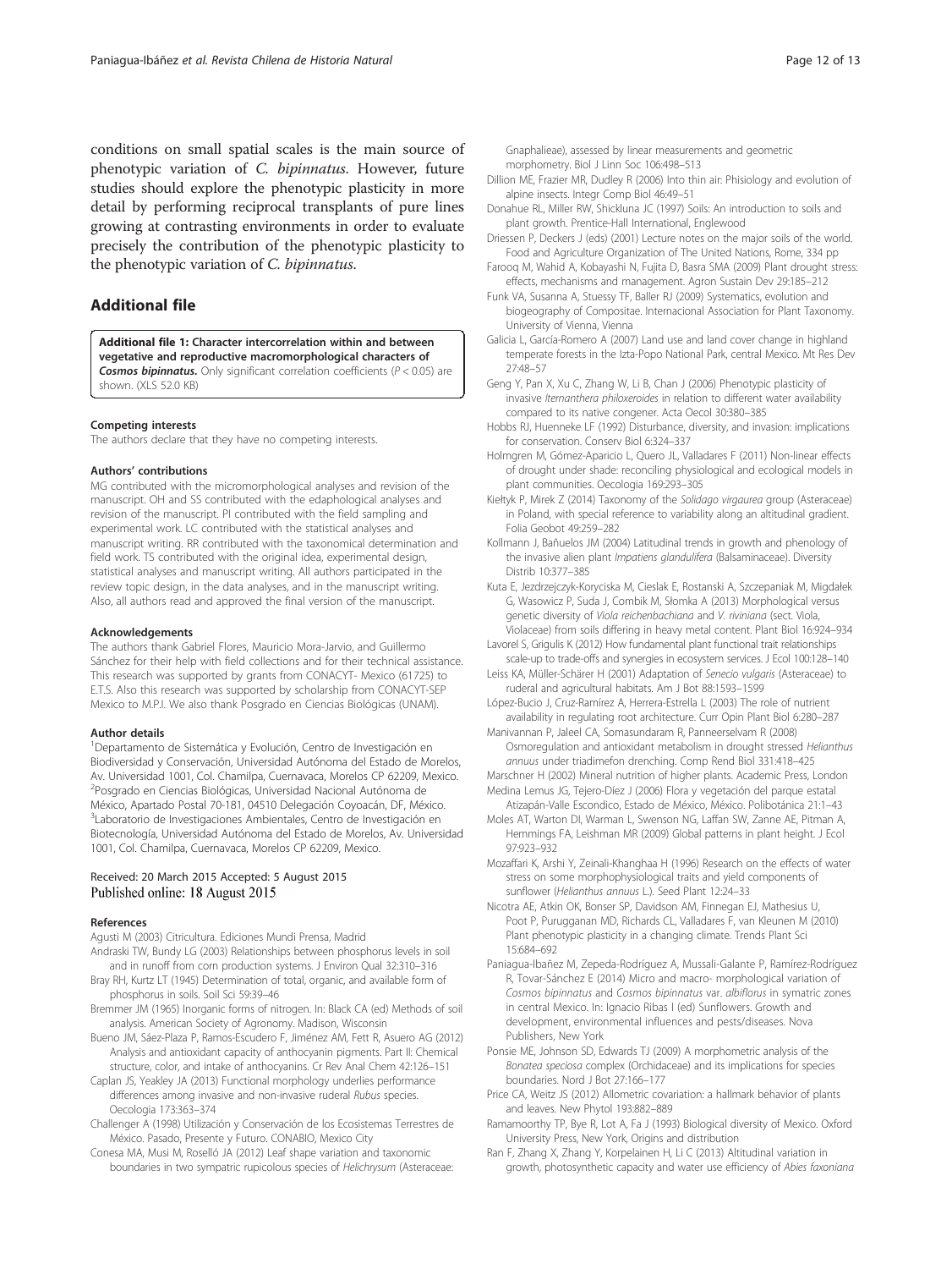conditions on small spatial scales is the main source of phenotypic variation of *C. bipinnatus*. However, future studies should explore the phenotypic plasticity in more detail by performing reciprocal transplants of pure lines growing at contrasting environments in order to evaluate precisely the contribution of the phenotypic plasticity to the phenotypic variation of *C. bipinnatus*.

## Additional file

**Additional file 1: Character intercorrelation within and between vegetative and reproductive macromorphological characters of *Cosmos bipinnatus*.** Only significant correlation coefficients ($P < 0.05$) are shown. (XLS 52.0 KB)

#### Competing interests

The authors declare that they have no competing interests.

#### Authors' contributions

MG contributed with the micromorphological analyses and revision of the manuscript. OH and SS contributed with the edaphological analyses and revision of the manuscript. PI contributed with the field sampling and experimental work. LC contributed with the statistical analyses and manuscript writing. RR contributed with the taxonomical determination and field work. TS contributed with the original idea, experimental design, statistical analyses and manuscript writing. All authors participated in the review topic design, in the data analyses, and in the manuscript writing. Also, all authors read and approved the final version of the manuscript.

#### Acknowledgements

The authors thank Gabriel Flores, Mauricio Mora-Jarvio, and Guillermo Sánchez for their help with field collections and for their technical assistance. This research was supported by grants from CONACYT- Mexico (61725) to E.T.S. Also this research was supported by scholarship from CONACYT-SEP Mexico to M.P.I. We also thank Posgrado en Ciencias Biológicas (UNAM).

#### Author details

[1]Departamento de Sistemática y Evolución, Centro de Investigación en Biodiversidad y Conservación, Universidad Autónoma del Estado de Morelos, Av. Universidad 1001, Col. Chamilpa, Cuernavaca, Morelos CP 62209, Mexico. [2]Posgrado en Ciencias Biológicas, Universidad Nacional Autónoma de México, Apartado Postal 70-181, 04510 Delegación Coyoacán, DF, México. [3]Laboratorio de Investigaciones Ambientales, Centro de Investigación en Biotecnología, Universidad Autónoma del Estado de Morelos, Av. Universidad 1001, Col. Chamilpa, Cuernavaca, Morelos CP 62209, Mexico.

Received: 20 March 2015 Accepted: 5 August 2015
Published online: 18 August 2015

#### References

Agusti M (2003) Citricultura. Ediciones Mundi Prensa, Madrid

Andraski TW, Bundy LG (2003) Relationships between phosphorus levels in soil and in runoff from corn production systems. J Environ Qual 32:310–316

Bray RH, Kurtz LT (1945) Determination of total, organic, and available form of phosphorus in soils. Soil Sci 59:39–46

Bremmer JM (1965) Inorganic forms of nitrogen. In: Black CA (ed) Methods of soil analysis. American Society of Agronomy. Madison, Wisconsin

Bueno JM, Sáez-Plaza P, Ramos-Escudero F, Jiménez AM, Fett R, Asuero AG (2012) Analysis and antioxidant capacity of anthocyanin pigments. Part II: Chemical structure, color, and intake of anthocyanins. Cr Rev Anal Chem 42:126–151

Caplan JS, Yeakley JA (2013) Functional morphology underlies performance differences among invasive and non-invasive ruderal *Rubus* species. Oecologia 173:363–374

Challenger A (1998) Utilización y Conservación de los Ecosistemas Terrestres de México. Pasado, Presente y Futuro. CONABIO, Mexico City

Conesa MA, Musi M, Roselló JA (2012) Leaf shape variation and taxonomic boundaries in two sympatric rupicolous species of *Helichrysum* (Asteraceae: Gnaphalieae), assessed by linear measurements and geometric morphometry. Biol J Linn Soc 106:498–513

Dillion ME, Frazier MR, Dudley R (2006) Into thin air: Phisiology and evolution of alpine insects. Integr Comp Biol 46:49–51

Donahue RL, Miller RW, Shickluna JC (1997) Soils: An introduction to soils and plant growth. Prentice-Hall International, Englewood

Driessen P, Deckers J (eds) (2001) Lecture notes on the major soils of the world. Food and Agriculture Organization of The United Nations, Rome, 334 pp

Farooq M, Wahid A, Kobayashi N, Fujita D, Basra SMA (2009) Plant drought stress: effects, mechanisms and management. Agron Sustain Dev 29:185–212

Funk VA, Susanna A, Stuessy TF, Baller RJ (2009) Systematics, evolution and biogeography of Compositae. Internacional Association for Plant Taxonomy. University of Vienna, Vienna

Galicia L, García-Romero A (2007) Land use and land cover change in highland temperate forests in the Izta-Popo National Park, central Mexico. Mt Res Dev 27:48–57

Geng Y, Pan X, Xu C, Zhang W, Li B, Chan J (2006) Phenotypic plasticity of invasive *Iternanthera philoxeroides* in relation to different water availability compared to its native congener. Acta Oecol 30:380–385

Hobbs RJ, Huenneke LF (1992) Disturbance, diversity, and invasion: implications for conservation. Conserv Biol 6:324–337

Holmgren M, Gómez-Aparicio L, Quero JL, Valladares F (2011) Non-linear effects of drought under shade: reconciling physiological and ecological models in plant communities. Oecologia 169:293–305

Kiełtyk P, Mirek Z (2014) Taxonomy of the *Solidago virgaurea* group (Asteraceae) in Poland, with special reference to variability along an altitudinal gradient. Folia Geobot 49:259–282

Kollmann J, Bañuelos JM (2004) Latitudinal trends in growth and phenology of the invasive alien plant *Impatiens glandulifera* (Balsaminaceae). Diversity Distrib 10:377–385

Kuta E, Jezdrzejczyk-Koryciska M, Cieslak E, Rostanski A, Szczepaniak M, Migdałek G, Wasowicz P, Suda J, Combik M, Słomka A (2013) Morphological versus genetic diversity of *Viola reichenbachiana* and *V. riviniana* (sect. Viola, Violaceae) from soils differing in heavy metal content. Plant Biol 16:924–934

Lavorel S, Grigulis K (2012) How fundamental plant functional trait relationships scale-up to trade-offs and synergies in ecosystem services. J Ecol 100:128–140

Leiss KA, Müller-Schärer H (2001) Adaptation of *Senecio vulgaris* (Asteraceae) to ruderal and agricultural habitats. Am J Bot 88:1593–1599

López-Bucio J, Cruz-Ramírez A, Herrera-Estrella L (2003) The role of nutrient availability in regulating root architecture. Curr Opin Plant Biol 6:280–287

Manivannan P, Jaleel CA, Somasundaram R, Panneerselvam R (2008) Osmoregulation and antioxidant metabolism in drought stressed *Helianthus annuus* under triadimefon drenching. Comp Rend Biol 331:418–425

Marschner H (2002) Mineral nutrition of higher plants. Academic Press, London

Medina Lemus JG, Tejero-Díez J (2006) Flora y vegetación del parque estatal Atizapán-Valle Escondico, Estado de México, México. Polibotánica 21:1–43

Moles AT, Warton DI, Warman L, Swenson NG, Laffan SW, Zanne AE, Pitman A, Hemmings FA, Leishman MR (2009) Global patterns in plant height. J Ecol 97:923–932

Mozaffari K, Arshi Y, Zeinali-Khanghaa H (1996) Research on the effects of water stress on some morphophysiological traits and yield components of sunflower (*Helianthus annuus* L.). Seed Plant 12:24–33

Nicotra AE, Atkin OK, Bonser SP, Davidson AM, Finnegan EJ, Mathesius U, Poot P, Purugganan MD, Richards CL, Valladares F, van Kleunen M (2010) Plant phenotypic plasticity in a changing climate. Trends Plant Sci 15:684–692

Paniagua-Ibañez M, Zepeda-Rodríguez A, Mussali-Galante P, Ramírez-Rodríguez R, Tovar-Sánchez E (2014) Micro and macro- morphological variation of *Cosmos bipinnatus* and *Cosmos bipinnatus* var. *albiflorus* in symatric zones in central Mexico. In: Ignacio Ribas I (ed) Sunflowers. Growth and development, environmental influences and pests/diseases. Nova Publishers, New York

Ponsie ME, Johnson SD, Edwards TJ (2009) A morphometric analysis of the *Bonatea speciosa* complex (Orchidaceae) and its implications for species boundaries. Nord J Bot 27:166–177

Price CA, Weitz JS (2012) Allometric covariation: a hallmark behavior of plants and leaves. New Phytol 193:882–889

Ramamoorthy TP, Bye R, Lot A, Fa J (1993) Biological diversity of Mexico. Oxford University Press, New York, Origins and distribution

Ran F, Zhang X, Zhang Y, Korpelainen H, Li C (2013) Altitudinal variation in growth, photosynthetic capacity and water use efficiency of *Abies faxoniana*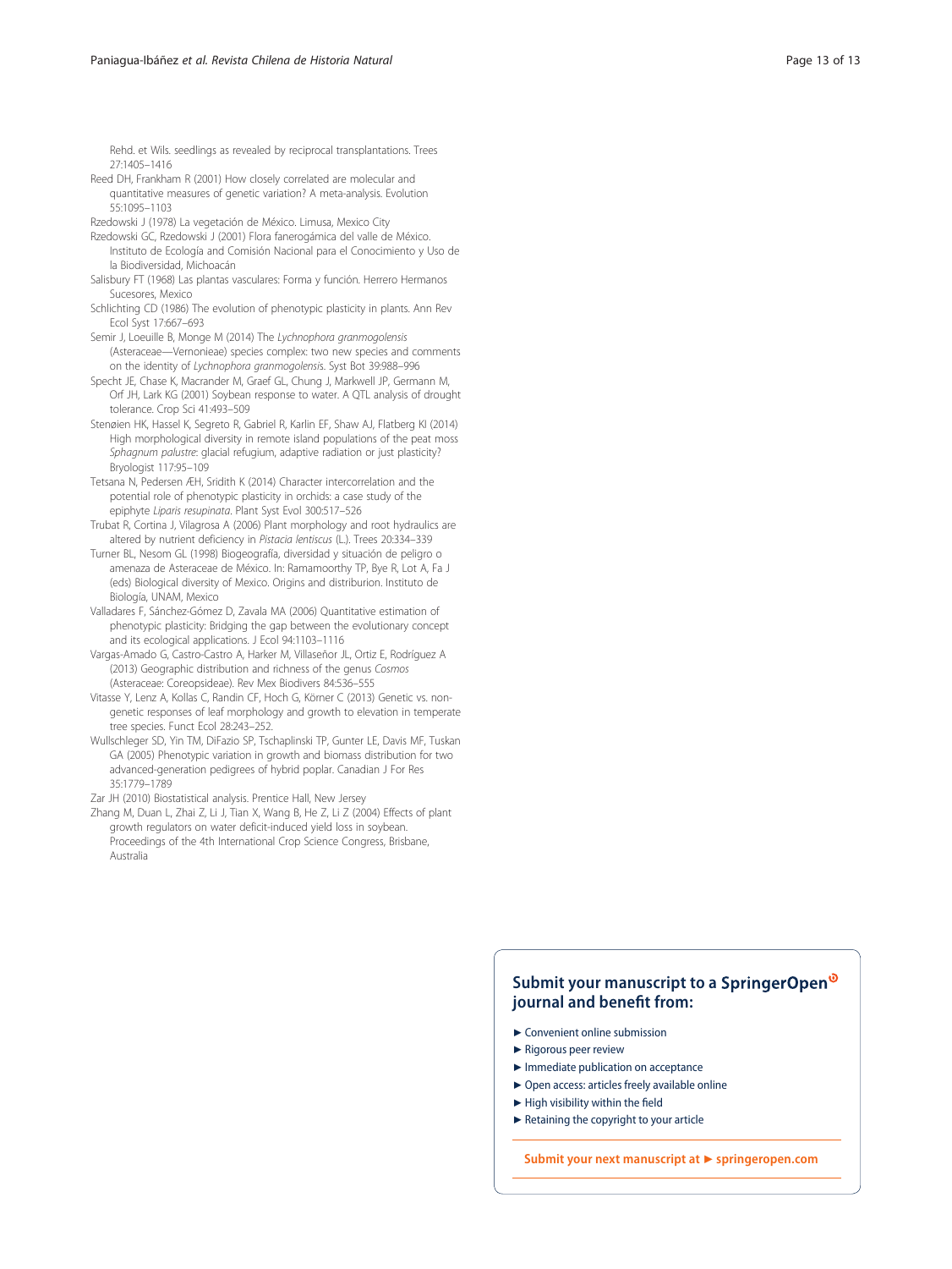Rehd. et Wils. seedlings as revealed by reciprocal transplantations. Trees 27:1405–1416

Reed DH, Frankham R (2001) How closely correlated are molecular and quantitative measures of genetic variation? A meta-analysis. Evolution 55:1095–1103

Rzedowski J (1978) La vegetación de México. Limusa, Mexico City

Rzedowski GC, Rzedowski J (2001) Flora fanerogámica del valle de México. Instituto de Ecología and Comisión Nacional para el Conocimiento y Uso de la Biodiversidad, Michoacán

Salisbury FT (1968) Las plantas vasculares: Forma y función. Herrero Hermanos Sucesores, Mexico

Schlichting CD (1986) The evolution of phenotypic plasticity in plants. Ann Rev Ecol Syst 17:667–693

Semir J, Loeuille B, Monge M (2014) The *Lychnophora granmogolensis* (Asteraceae—Vernonieae) species complex: two new species and comments on the identity of *Lychnophora granmogolensis*. Syst Bot 39:988–996

Specht JE, Chase K, Macrander M, Graef GL, Chung J, Markwell JP, Germann M, Orf JH, Lark KG (2001) Soybean response to water. A QTL analysis of drought tolerance. Crop Sci 41:493–509

Stenøien HK, Hassel K, Segreto R, Gabriel R, Karlin EF, Shaw AJ, Flatberg KI (2014) High morphological diversity in remote island populations of the peat moss *Sphagnum palustre*: glacial refugium, adaptive radiation or just plasticity? Bryologist 117:95–109

Tetsana N, Pedersen ÆH, Sridith K (2014) Character intercorrelation and the potential role of phenotypic plasticity in orchids: a case study of the epiphyte *Liparis resupinata*. Plant Syst Evol 300:517–526

Trubat R, Cortina J, Vilagrosa A (2006) Plant morphology and root hydraulics are altered by nutrient deficiency in *Pistacia lentiscus* (L.). Trees 20:334–339

Turner BL, Nesom GL (1998) Biogeografía, diversidad y situación de peligro o amenaza de Asteraceae de México. In: Ramamoorthy TP, Bye R, Lot A, Fa J (eds) Biological diversity of Mexico. Origins and distriburion. Instituto de Biología, UNAM, Mexico

Valladares F, Sánchez-Gómez D, Zavala MA (2006) Quantitative estimation of phenotypic plasticity: Bridging the gap between the evolutionary concept and its ecological applications. J Ecol 94:1103–1116

Vargas-Amado G, Castro-Castro A, Harker M, Villaseñor JL, Ortiz E, Rodríguez A (2013) Geographic distribution and richness of the genus *Cosmos* (Asteraceae: Coreopsideae). Rev Mex Biodivers 84:536–555

Vitasse Y, Lenz A, Kollas C, Randin CF, Hoch G, Körner C (2013) Genetic vs. non-genetic responses of leaf morphology and growth to elevation in temperate tree species. Funct Ecol 28:243–252.

Wullschleger SD, Yin TM, DiFazio SP, Tschaplinski TP, Gunter LE, Davis MF, Tuskan GA (2005) Phenotypic variation in growth and biomass distribution for two advanced-generation pedigrees of hybrid poplar. Canadian J For Res 35:1779–1789

Zar JH (2010) Biostatistical analysis. Prentice Hall, New Jersey

Zhang M, Duan L, Zhai Z, Li J, Tian X, Wang B, He Z, Li Z (2004) Effects of plant growth regulators on water deficit-induced yield loss in soybean. Proceedings of the 4th International Crop Science Congress, Brisbane, Australia

**Submit your manuscript to a SpringerOpen journal and benefit from:**

- ► Convenient online submission
- ► Rigorous peer review
- ► Immediate publication on acceptance
- ► Open access: articles freely available online
- ► High visibility within the field
- ► Retaining the copyright to your article

**Submit your next manuscript at ► springeropen.com**